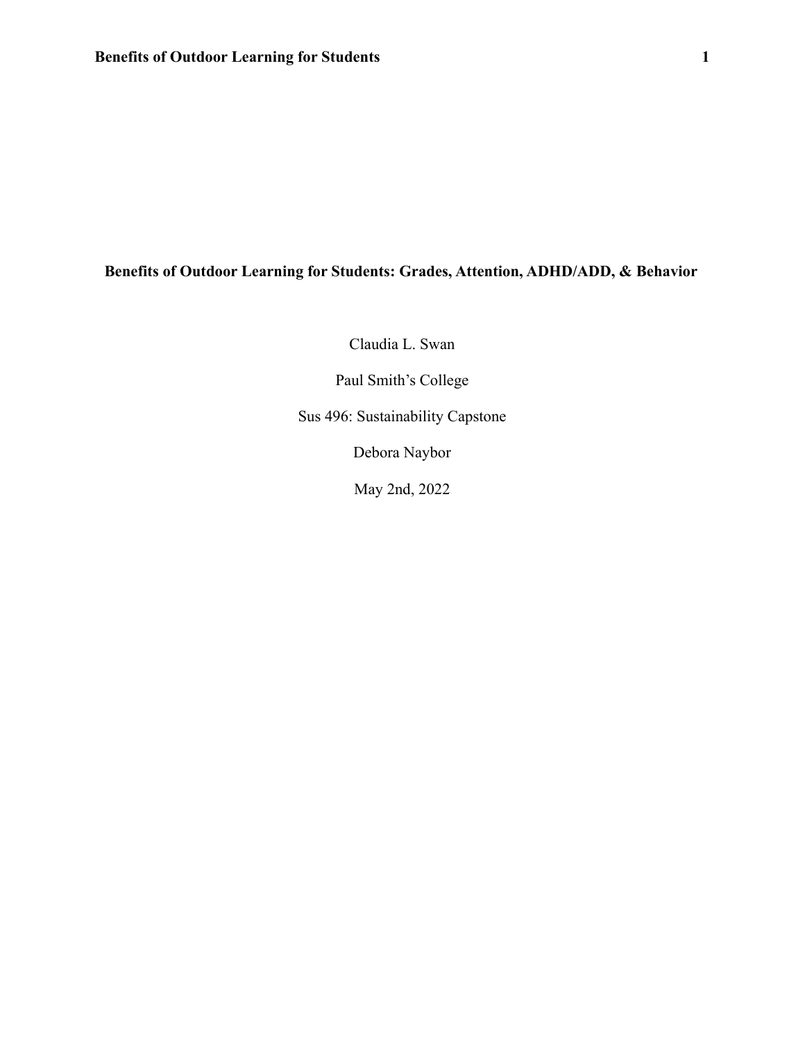# Benefits of Outdoor Learning for Students: Grades, Attention, ADHD/ADD, & Behavior

Claudia L. Swan

Paul Smith's College

Sus 496: Sustainability Capstone

Debora Naybor

May 2nd, 2022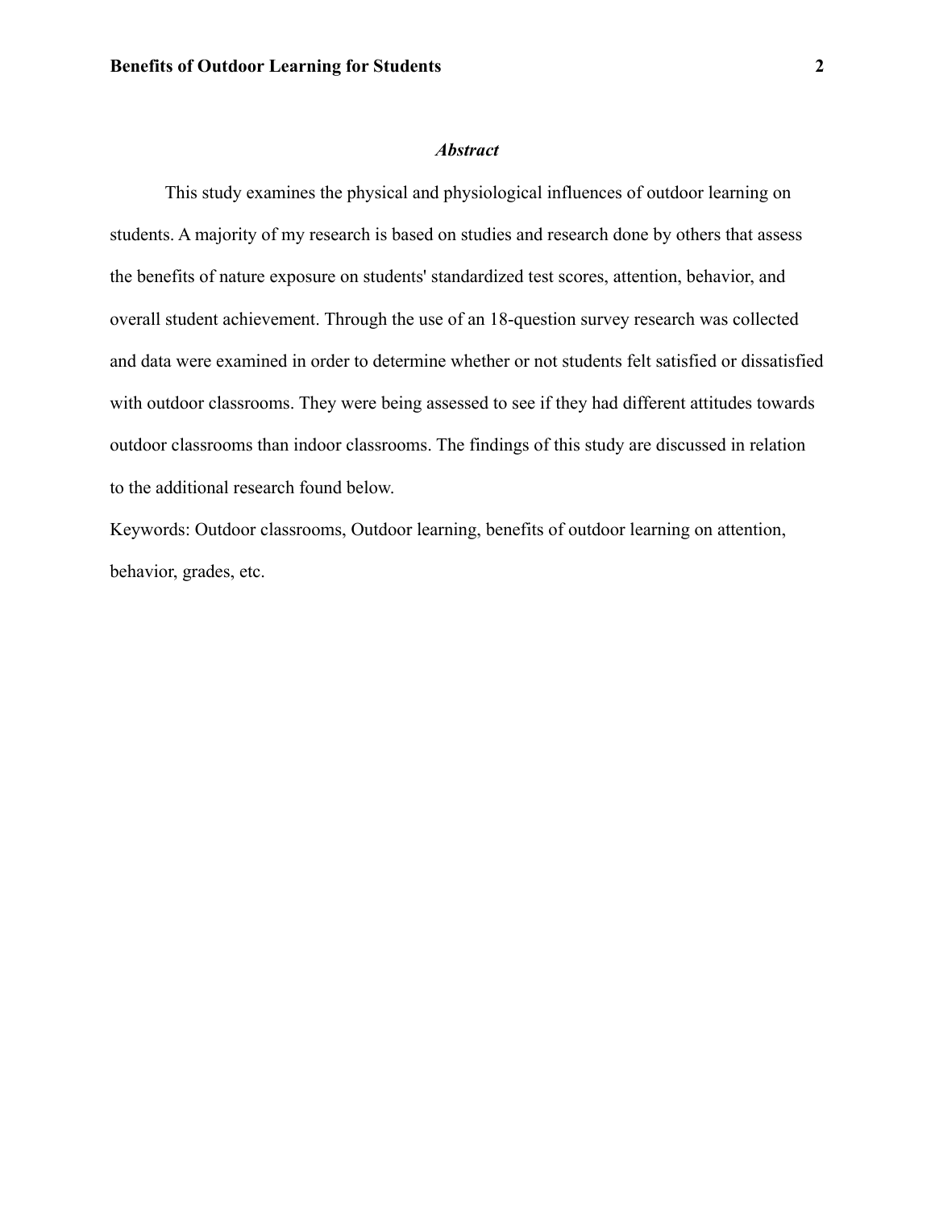## *Abstract*

This study examines the physical and physiological influences of outdoor learning on students. A majority of my research is based on studies and research done by others that assess the benefits of nature exposure on students' standardized test scores, attention, behavior, and overall student achievement. Through the use of an 18-question survey research was collected and data were examined in order to determine whether or not students felt satisfied or dissatisfied with outdoor classrooms. They were being assessed to see if they had different attitudes towards outdoor classrooms than indoor classrooms. The findings of this study are discussed in relation to the additional research found below.

Keywords: Outdoor classrooms, Outdoor learning, benefits of outdoor learning on attention, behavior, grades, etc.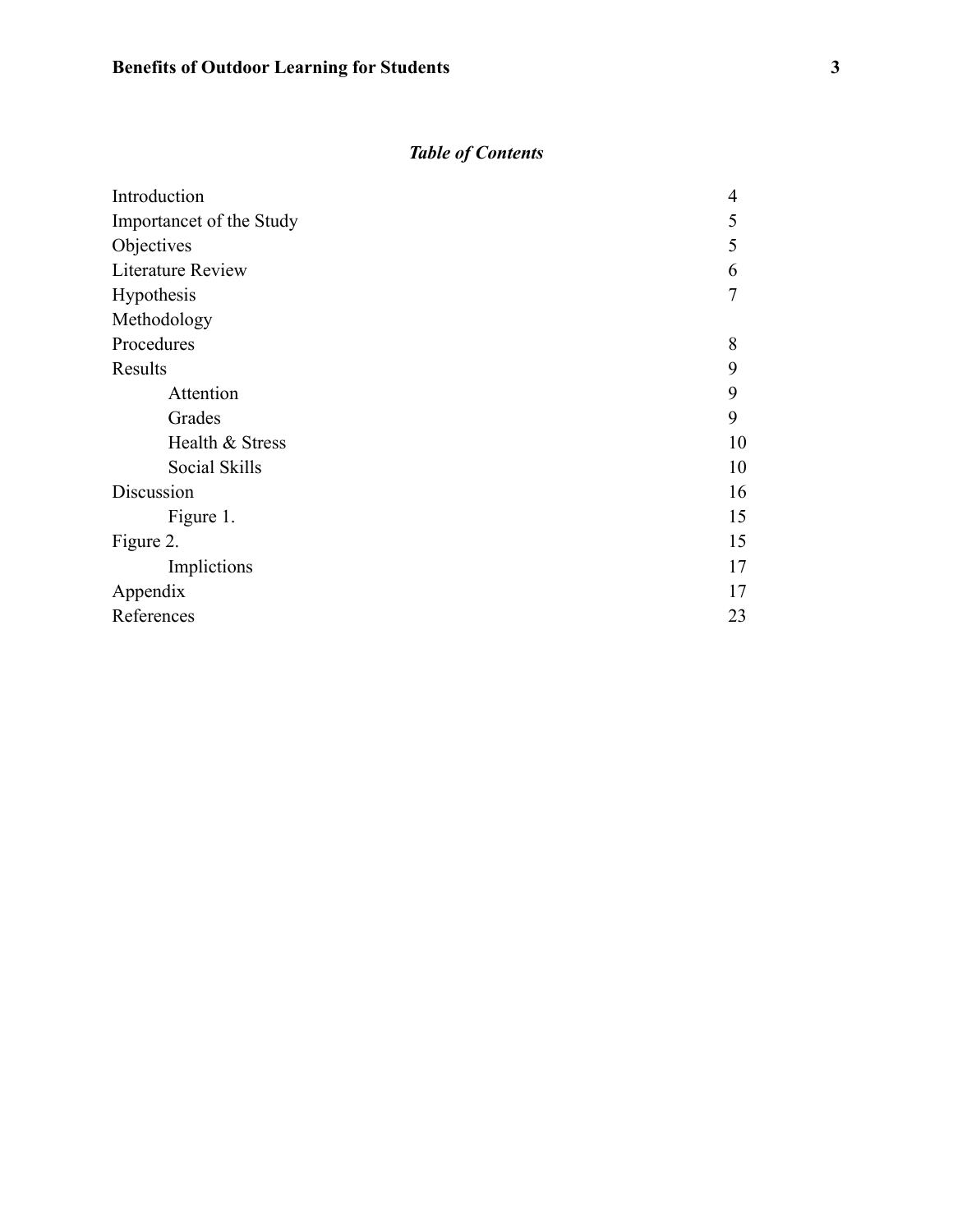## *Table of Contents*

| | |
|---|---|
| Introduction | 4 |
| Importancet of the Study | 5 |
| Objectives | 5 |
| Literature Review | 6 |
| Hypothesis | 7 |
| Methodology | |
| Procedures | 8 |
| Results | 9 |
| &nbsp;&nbsp;&nbsp;&nbsp;Attention | 9 |
| &nbsp;&nbsp;&nbsp;&nbsp;Grades | 9 |
| &nbsp;&nbsp;&nbsp;&nbsp;Health & Stress | 10 |
| &nbsp;&nbsp;&nbsp;&nbsp;Social Skills | 10 |
| Discussion | 16 |
| &nbsp;&nbsp;&nbsp;&nbsp;Figure 1. | 15 |
| Figure 2. | 15 |
| &nbsp;&nbsp;&nbsp;&nbsp;Implictions | 17 |
| Appendix | 17 |
| References | 23 |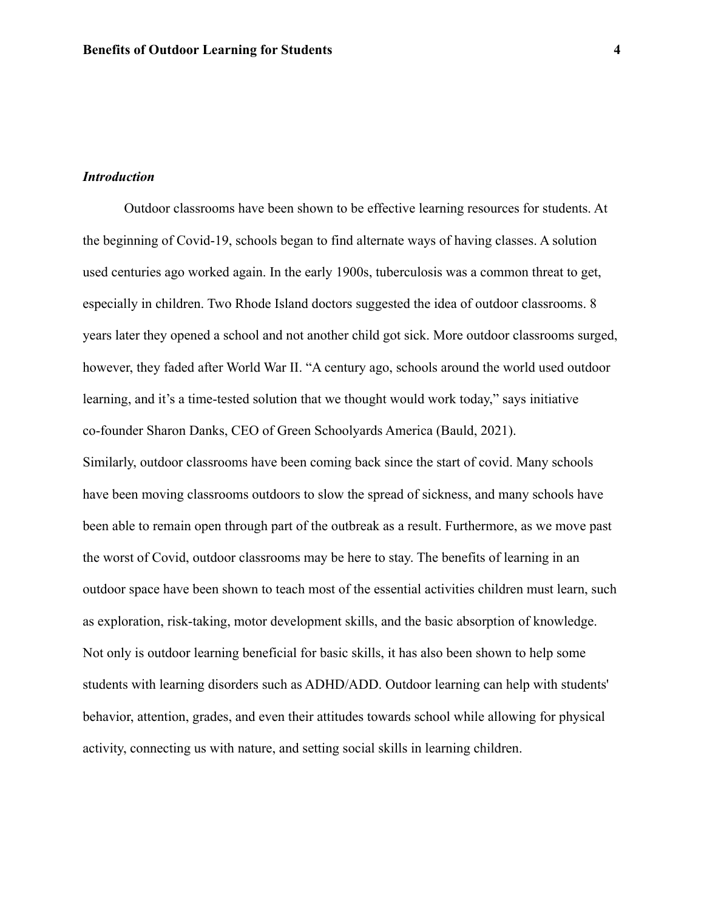### *Introduction*

Outdoor classrooms have been shown to be effective learning resources for students. At the beginning of Covid-19, schools began to find alternate ways of having classes. A solution used centuries ago worked again. In the early 1900s, tuberculosis was a common threat to get, especially in children. Two Rhode Island doctors suggested the idea of outdoor classrooms. 8 years later they opened a school and not another child got sick. More outdoor classrooms surged, however, they faded after World War II. “A century ago, schools around the world used outdoor learning, and it’s a time-tested solution that we thought would work today,” says initiative co-founder Sharon Danks, CEO of Green Schoolyards America (Bauld, 2021).

Similarly, outdoor classrooms have been coming back since the start of covid. Many schools have been moving classrooms outdoors to slow the spread of sickness, and many schools have been able to remain open through part of the outbreak as a result. Furthermore, as we move past the worst of Covid, outdoor classrooms may be here to stay. The benefits of learning in an outdoor space have been shown to teach most of the essential activities children must learn, such as exploration, risk-taking, motor development skills, and the basic absorption of knowledge. Not only is outdoor learning beneficial for basic skills, it has also been shown to help some students with learning disorders such as ADHD/ADD. Outdoor learning can help with students' behavior, attention, grades, and even their attitudes towards school while allowing for physical activity, connecting us with nature, and setting social skills in learning children.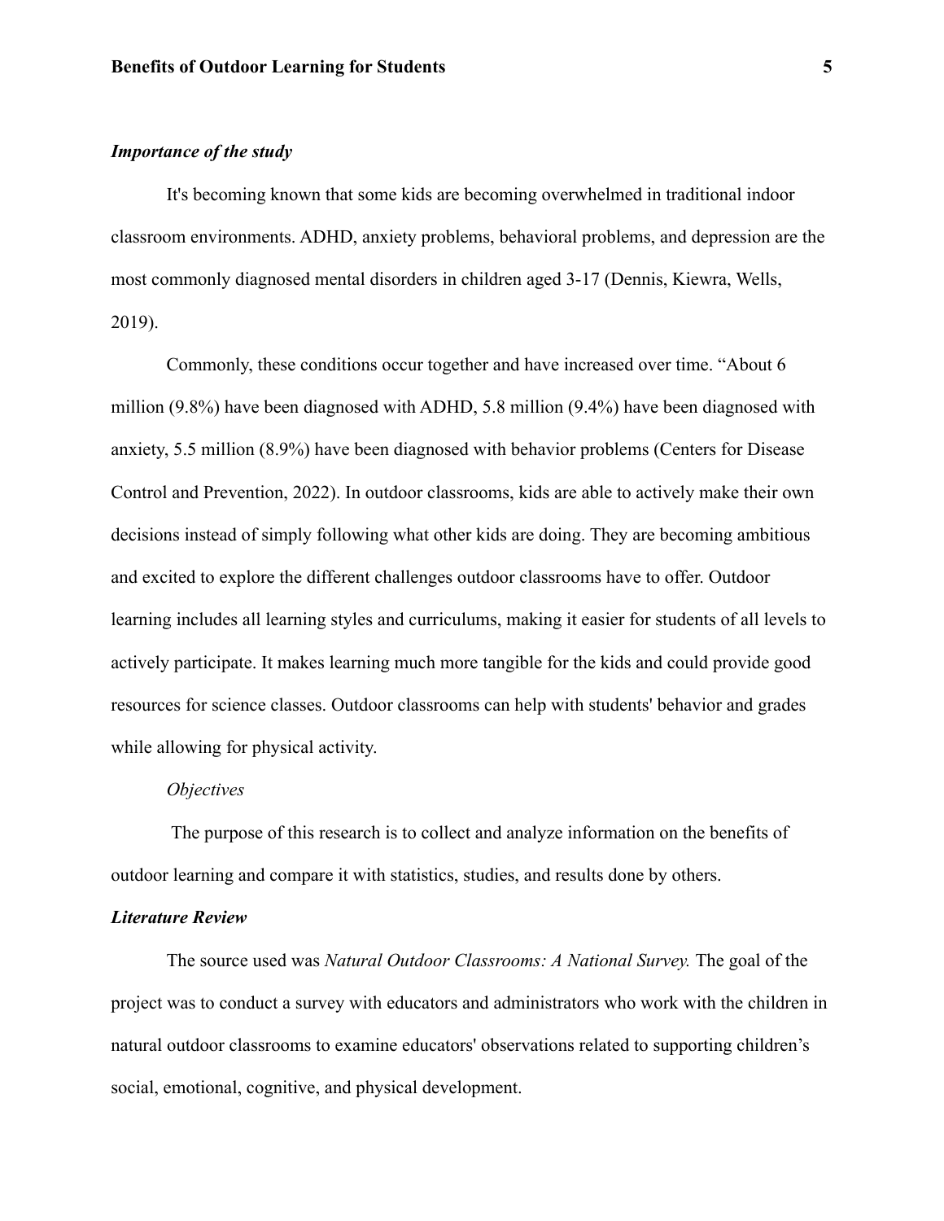### ***Importance of the study***

It's becoming known that some kids are becoming overwhelmed in traditional indoor classroom environments. ADHD, anxiety problems, behavioral problems, and depression are the most commonly diagnosed mental disorders in children aged 3-17 (Dennis, Kiewra, Wells, 2019).

Commonly, these conditions occur together and have increased over time. "About 6 million (9.8%) have been diagnosed with ADHD, 5.8 million (9.4%) have been diagnosed with anxiety, 5.5 million (8.9%) have been diagnosed with behavior problems (Centers for Disease Control and Prevention, 2022). In outdoor classrooms, kids are able to actively make their own decisions instead of simply following what other kids are doing. They are becoming ambitious and excited to explore the different challenges outdoor classrooms have to offer. Outdoor learning includes all learning styles and curriculums, making it easier for students of all levels to actively participate. It makes learning much more tangible for the kids and could provide good resources for science classes. Outdoor classrooms can help with students' behavior and grades while allowing for physical activity.

*Objectives*

The purpose of this research is to collect and analyze information on the benefits of outdoor learning and compare it with statistics, studies, and results done by others.

### ***Literature Review***

The source used was *Natural Outdoor Classrooms: A National Survey.* The goal of the project was to conduct a survey with educators and administrators who work with the children in natural outdoor classrooms to examine educators' observations related to supporting children's social, emotional, cognitive, and physical development.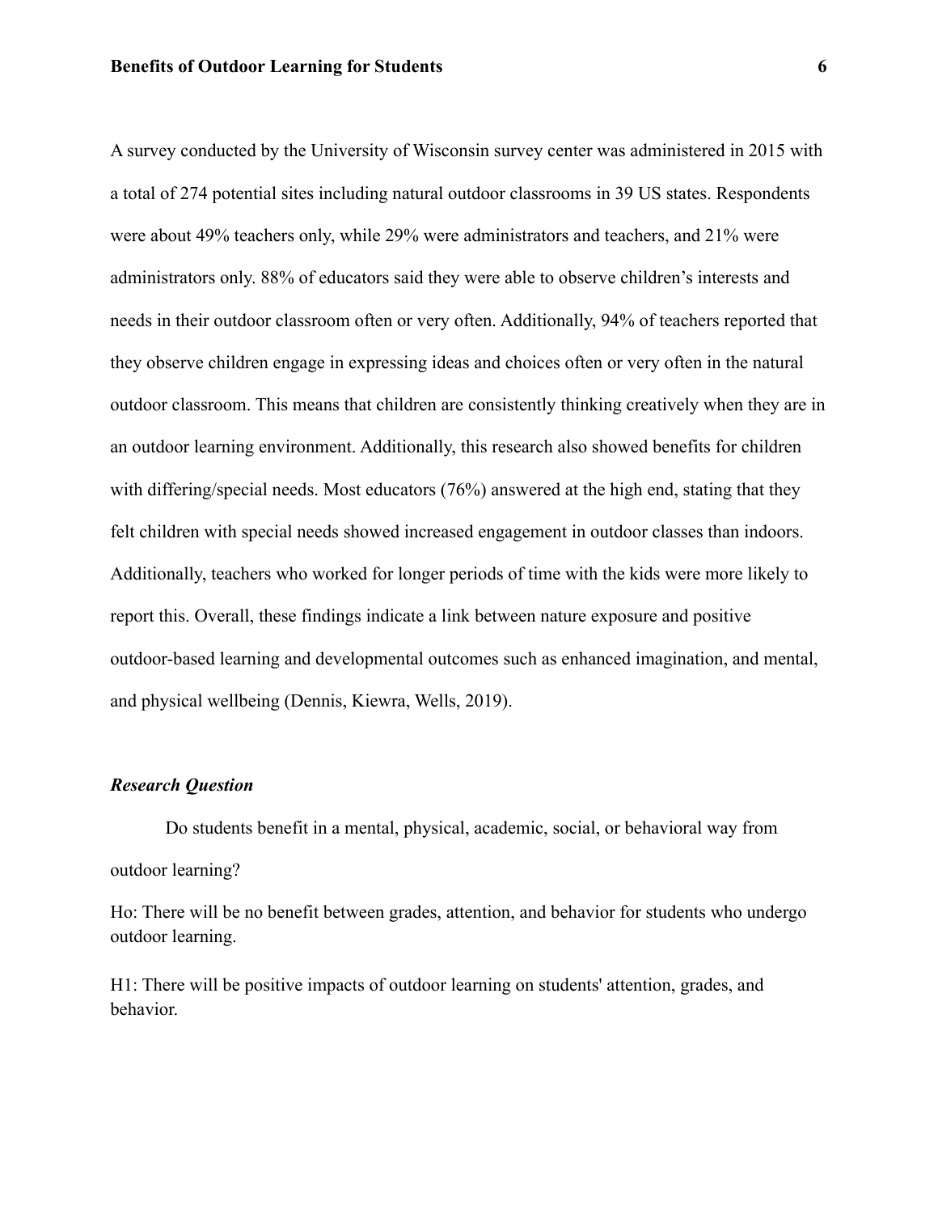A survey conducted by the University of Wisconsin survey center was administered in 2015 with a total of 274 potential sites including natural outdoor classrooms in 39 US states. Respondents were about 49% teachers only, while 29% were administrators and teachers, and 21% were administrators only. 88% of educators said they were able to observe children's interests and needs in their outdoor classroom often or very often. Additionally, 94% of teachers reported that they observe children engage in expressing ideas and choices often or very often in the natural outdoor classroom. This means that children are consistently thinking creatively when they are in an outdoor learning environment. Additionally, this research also showed benefits for children with differing/special needs. Most educators (76%) answered at the high end, stating that they felt children with special needs showed increased engagement in outdoor classes than indoors. Additionally, teachers who worked for longer periods of time with the kids were more likely to report this. Overall, these findings indicate a link between nature exposure and positive outdoor-based learning and developmental outcomes such as enhanced imagination, and mental, and physical wellbeing (Dennis, Kiewra, Wells, 2019).

### ***Research Question***

Do students benefit in a mental, physical, academic, social, or behavioral way from outdoor learning?

Ho: There will be no benefit between grades, attention, and behavior for students who undergo outdoor learning.

H1: There will be positive impacts of outdoor learning on students' attention, grades, and behavior.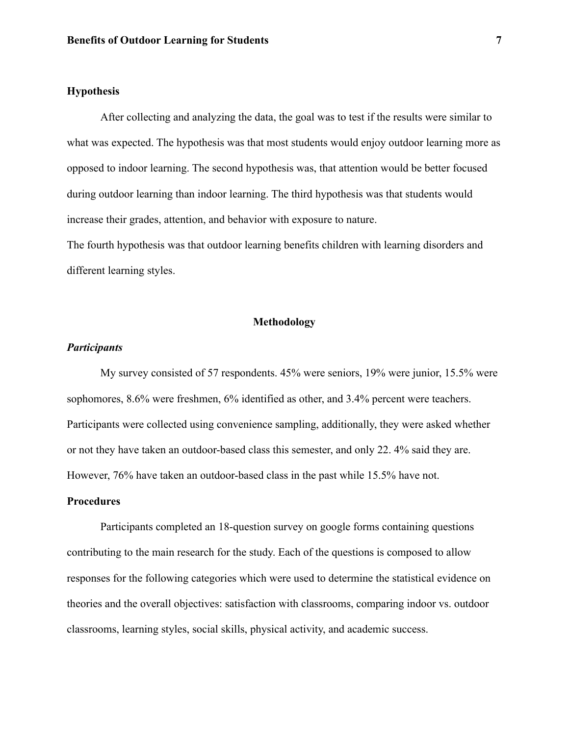## Hypothesis

After collecting and analyzing the data, the goal was to test if the results were similar to what was expected. The hypothesis was that most students would enjoy outdoor learning more as opposed to indoor learning. The second hypothesis was, that attention would be better focused during outdoor learning than indoor learning. The third hypothesis was that students would increase their grades, attention, and behavior with exposure to nature.
The fourth hypothesis was that outdoor learning benefits children with learning disorders and different learning styles.

# Methodology

### *Participants*

My survey consisted of 57 respondents. 45% were seniors, 19% were junior, 15.5% were sophomores, 8.6% were freshmen, 6% identified as other, and 3.4% percent were teachers. Participants were collected using convenience sampling, additionally, they were asked whether or not they have taken an outdoor-based class this semester, and only 22. 4% said they are. However, 76% have taken an outdoor-based class in the past while 15.5% have not.

### Procedures

Participants completed an 18-question survey on google forms containing questions contributing to the main research for the study. Each of the questions is composed to allow responses for the following categories which were used to determine the statistical evidence on theories and the overall objectives: satisfaction with classrooms, comparing indoor vs. outdoor classrooms, learning styles, social skills, physical activity, and academic success.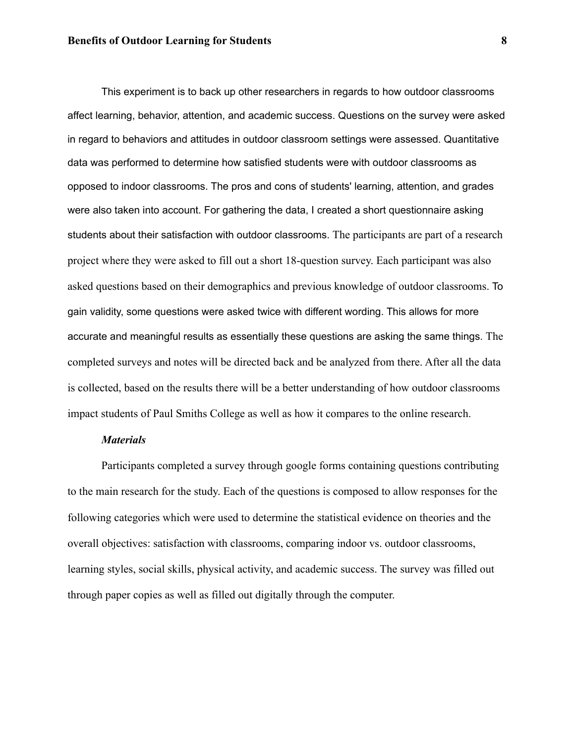This experiment is to back up other researchers in regards to how outdoor classrooms affect learning, behavior, attention, and academic success. Questions on the survey were asked in regard to behaviors and attitudes in outdoor classroom settings were assessed. Quantitative data was performed to determine how satisfied students were with outdoor classrooms as opposed to indoor classrooms. The pros and cons of students' learning, attention, and grades were also taken into account. For gathering the data, I created a short questionnaire asking students about their satisfaction with outdoor classrooms. The participants are part of a research project where they were asked to fill out a short 18-question survey. Each participant was also asked questions based on their demographics and previous knowledge of outdoor classrooms. To gain validity, some questions were asked twice with different wording. This allows for more accurate and meaningful results as essentially these questions are asking the same things. The completed surveys and notes will be directed back and be analyzed from there. After all the data is collected, based on the results there will be a better understanding of how outdoor classrooms impact students of Paul Smiths College as well as how it compares to the online research.

### *Materials*

Participants completed a survey through google forms containing questions contributing to the main research for the study. Each of the questions is composed to allow responses for the following categories which were used to determine the statistical evidence on theories and the overall objectives: satisfaction with classrooms, comparing indoor vs. outdoor classrooms, learning styles, social skills, physical activity, and academic success. The survey was filled out through paper copies as well as filled out digitally through the computer.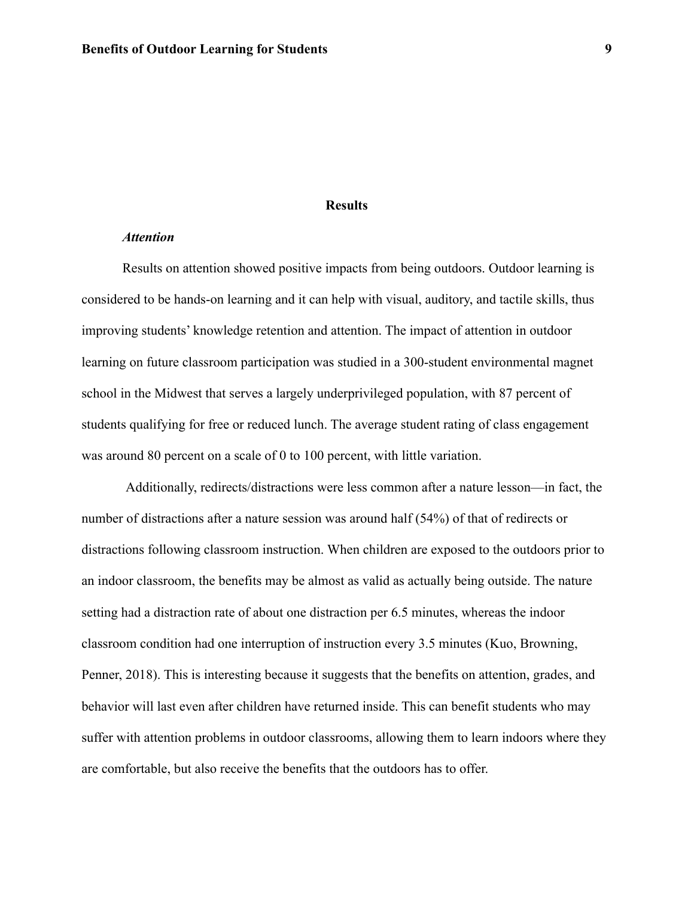## Results

### *Attention*

Results on attention showed positive impacts from being outdoors. Outdoor learning is considered to be hands-on learning and it can help with visual, auditory, and tactile skills, thus improving students' knowledge retention and attention. The impact of attention in outdoor learning on future classroom participation was studied in a 300-student environmental magnet school in the Midwest that serves a largely underprivileged population, with 87 percent of students qualifying for free or reduced lunch. The average student rating of class engagement was around 80 percent on a scale of 0 to 100 percent, with little variation.

Additionally, redirects/distractions were less common after a nature lesson—in fact, the number of distractions after a nature session was around half (54%) of that of redirects or distractions following classroom instruction. When children are exposed to the outdoors prior to an indoor classroom, the benefits may be almost as valid as actually being outside. The nature setting had a distraction rate of about one distraction per 6.5 minutes, whereas the indoor classroom condition had one interruption of instruction every 3.5 minutes (Kuo, Browning, Penner, 2018). This is interesting because it suggests that the benefits on attention, grades, and behavior will last even after children have returned inside. This can benefit students who may suffer with attention problems in outdoor classrooms, allowing them to learn indoors where they are comfortable, but also receive the benefits that the outdoors has to offer.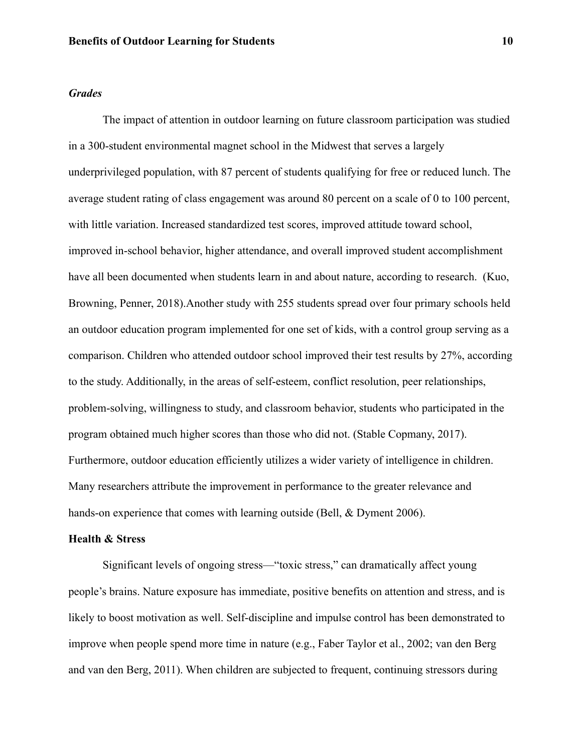### *Grades*

The impact of attention in outdoor learning on future classroom participation was studied in a 300-student environmental magnet school in the Midwest that serves a largely underprivileged population, with 87 percent of students qualifying for free or reduced lunch. The average student rating of class engagement was around 80 percent on a scale of 0 to 100 percent, with little variation. Increased standardized test scores, improved attitude toward school, improved in-school behavior, higher attendance, and overall improved student accomplishment have all been documented when students learn in and about nature, according to research. (Kuo, Browning, Penner, 2018).Another study with 255 students spread over four primary schools held an outdoor education program implemented for one set of kids, with a control group serving as a comparison. Children who attended outdoor school improved their test results by 27%, according to the study. Additionally, in the areas of self-esteem, conflict resolution, peer relationships, problem-solving, willingness to study, and classroom behavior, students who participated in the program obtained much higher scores than those who did not. (Stable Copmany, 2017). Furthermore, outdoor education efficiently utilizes a wider variety of intelligence in children. Many researchers attribute the improvement in performance to the greater relevance and hands-on experience that comes with learning outside (Bell, & Dyment 2006).

### **Health & Stress**

Significant levels of ongoing stress—"toxic stress," can dramatically affect young people's brains. Nature exposure has immediate, positive benefits on attention and stress, and is likely to boost motivation as well. Self-discipline and impulse control has been demonstrated to improve when people spend more time in nature (e.g., Faber Taylor et al., 2002; van den Berg and van den Berg, 2011). When children are subjected to frequent, continuing stressors during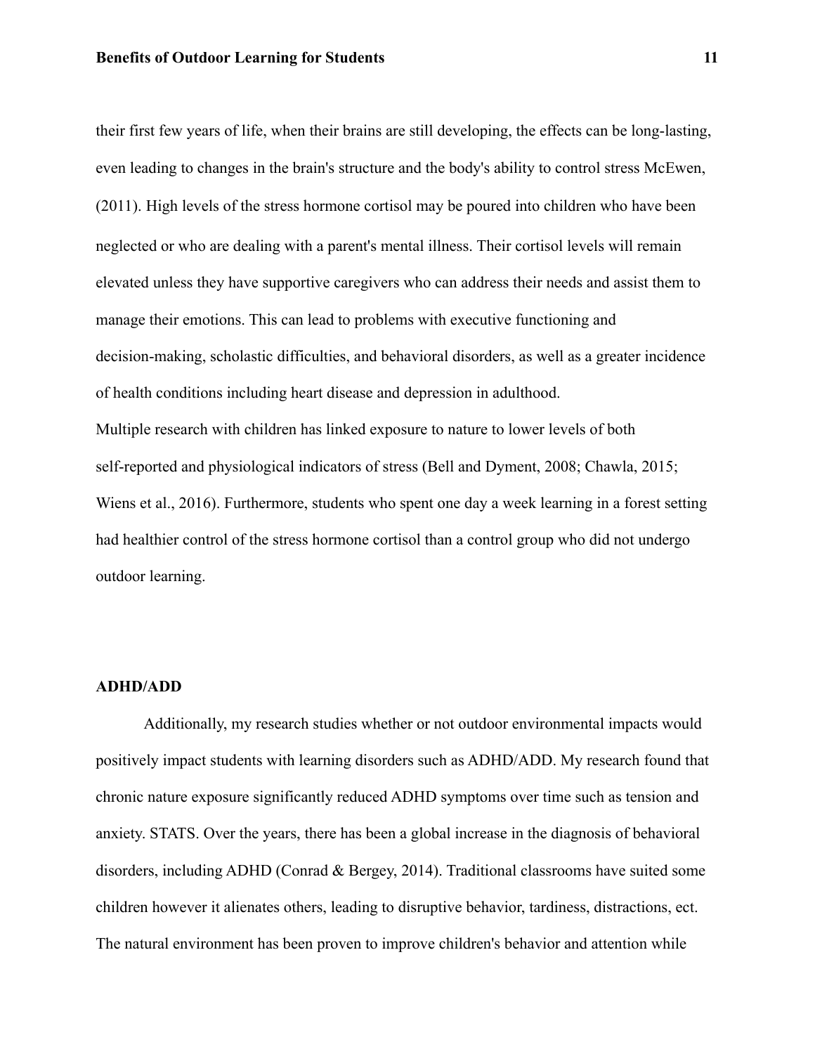their first few years of life, when their brains are still developing, the effects can be long-lasting, even leading to changes in the brain's structure and the body's ability to control stress McEwen, (2011). High levels of the stress hormone cortisol may be poured into children who have been neglected or who are dealing with a parent's mental illness. Their cortisol levels will remain elevated unless they have supportive caregivers who can address their needs and assist them to manage their emotions. This can lead to problems with executive functioning and decision-making, scholastic difficulties, and behavioral disorders, as well as a greater incidence of health conditions including heart disease and depression in adulthood.

Multiple research with children has linked exposure to nature to lower levels of both self-reported and physiological indicators of stress (Bell and Dyment, 2008; Chawla, 2015; Wiens et al., 2016). Furthermore, students who spent one day a week learning in a forest setting had healthier control of the stress hormone cortisol than a control group who did not undergo outdoor learning.

**ADHD/ADD**

Additionally, my research studies whether or not outdoor environmental impacts would positively impact students with learning disorders such as ADHD/ADD. My research found that chronic nature exposure significantly reduced ADHD symptoms over time such as tension and anxiety. STATS. Over the years, there has been a global increase in the diagnosis of behavioral disorders, including ADHD (Conrad & Bergey, 2014). Traditional classrooms have suited some children however it alienates others, leading to disruptive behavior, tardiness, distractions, ect. The natural environment has been proven to improve children's behavior and attention while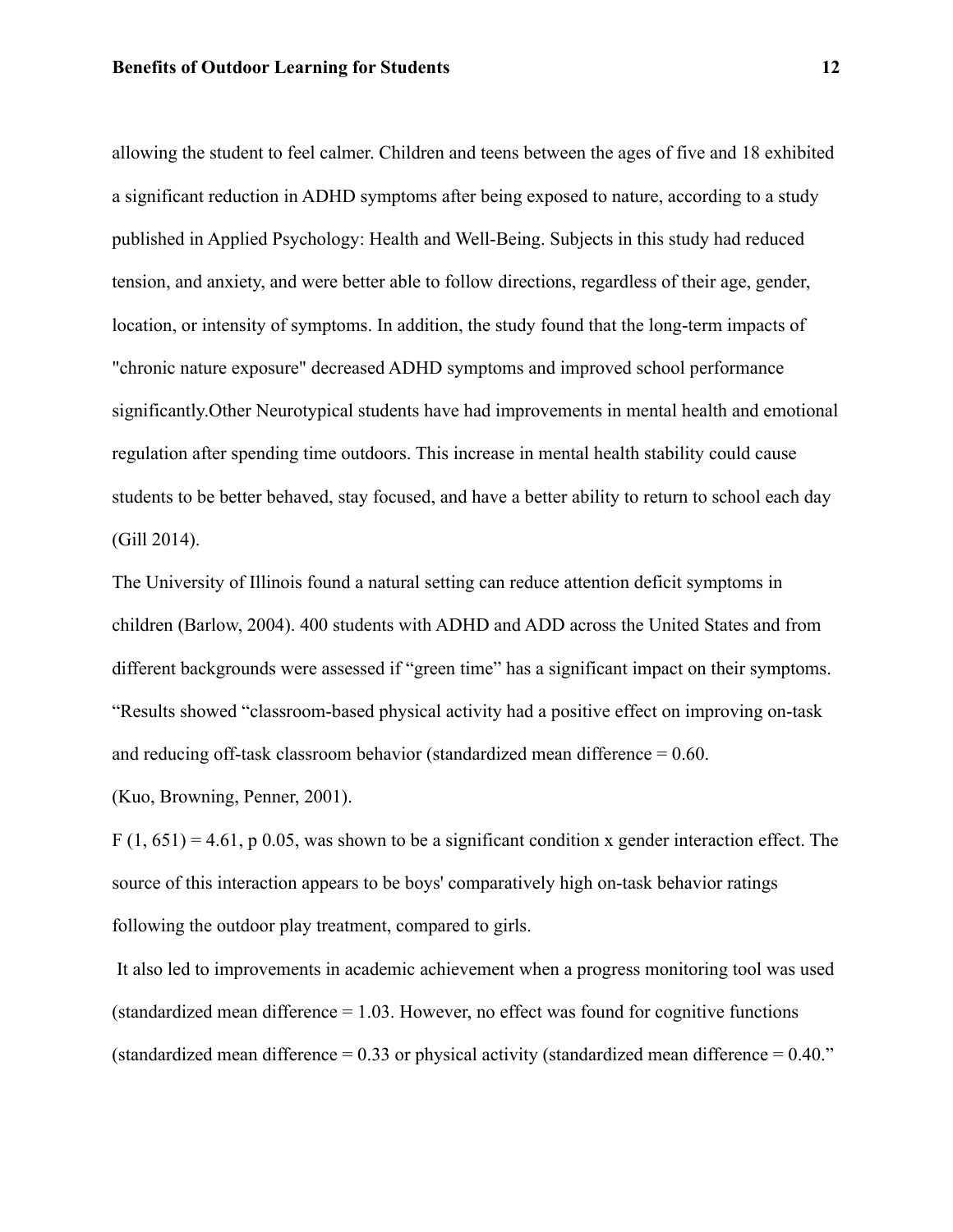allowing the student to feel calmer. Children and teens between the ages of five and 18 exhibited a significant reduction in ADHD symptoms after being exposed to nature, according to a study published in Applied Psychology: Health and Well-Being. Subjects in this study had reduced tension, and anxiety, and were better able to follow directions, regardless of their age, gender, location, or intensity of symptoms. In addition, the study found that the long-term impacts of "chronic nature exposure" decreased ADHD symptoms and improved school performance significantly.Other Neurotypical students have had improvements in mental health and emotional regulation after spending time outdoors. This increase in mental health stability could cause students to be better behaved, stay focused, and have a better ability to return to school each day (Gill 2014).

The University of Illinois found a natural setting can reduce attention deficit symptoms in children (Barlow, 2004). 400 students with ADHD and ADD across the United States and from different backgrounds were assessed if "green time" has a significant impact on their symptoms. "Results showed "classroom-based physical activity had a positive effect on improving on-task and reducing off-task classroom behavior (standardized mean difference = 0.60.

(Kuo, Browning, Penner, 2001).

$F (1, 651) = 4.61$, $p$ 0.05, was shown to be a significant condition x gender interaction effect. The source of this interaction appears to be boys' comparatively high on-task behavior ratings following the outdoor play treatment, compared to girls.

It also led to improvements in academic achievement when a progress monitoring tool was used (standardized mean difference = 1.03. However, no effect was found for cognitive functions (standardized mean difference = 0.33 or physical activity (standardized mean difference = 0.40."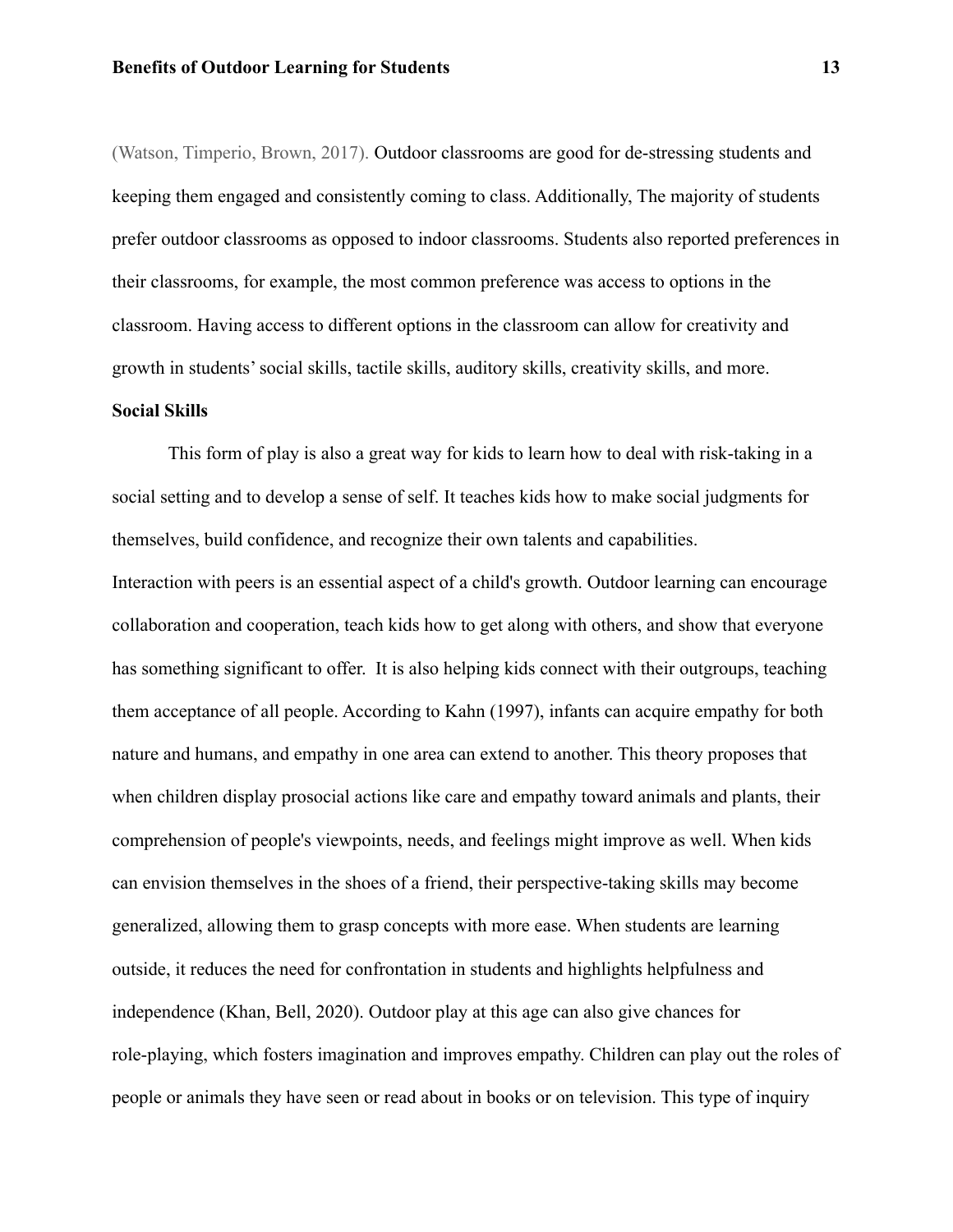(Watson, Timperio, Brown, 2017). Outdoor classrooms are good for de-stressing students and keeping them engaged and consistently coming to class. Additionally, The majority of students prefer outdoor classrooms as opposed to indoor classrooms. Students also reported preferences in their classrooms, for example, the most common preference was access to options in the classroom. Having access to different options in the classroom can allow for creativity and growth in students' social skills, tactile skills, auditory skills, creativity skills, and more.

**Social Skills**

This form of play is also a great way for kids to learn how to deal with risk-taking in a social setting and to develop a sense of self. It teaches kids how to make social judgments for themselves, build confidence, and recognize their own talents and capabilities.

Interaction with peers is an essential aspect of a child's growth. Outdoor learning can encourage collaboration and cooperation, teach kids how to get along with others, and show that everyone has something significant to offer. It is also helping kids connect with their outgroups, teaching them acceptance of all people. According to Kahn (1997), infants can acquire empathy for both nature and humans, and empathy in one area can extend to another. This theory proposes that when children display prosocial actions like care and empathy toward animals and plants, their comprehension of people's viewpoints, needs, and feelings might improve as well. When kids can envision themselves in the shoes of a friend, their perspective-taking skills may become generalized, allowing them to grasp concepts with more ease. When students are learning outside, it reduces the need for confrontation in students and highlights helpfulness and independence (Khan, Bell, 2020). Outdoor play at this age can also give chances for role-playing, which fosters imagination and improves empathy. Children can play out the roles of people or animals they have seen or read about in books or on television. This type of inquiry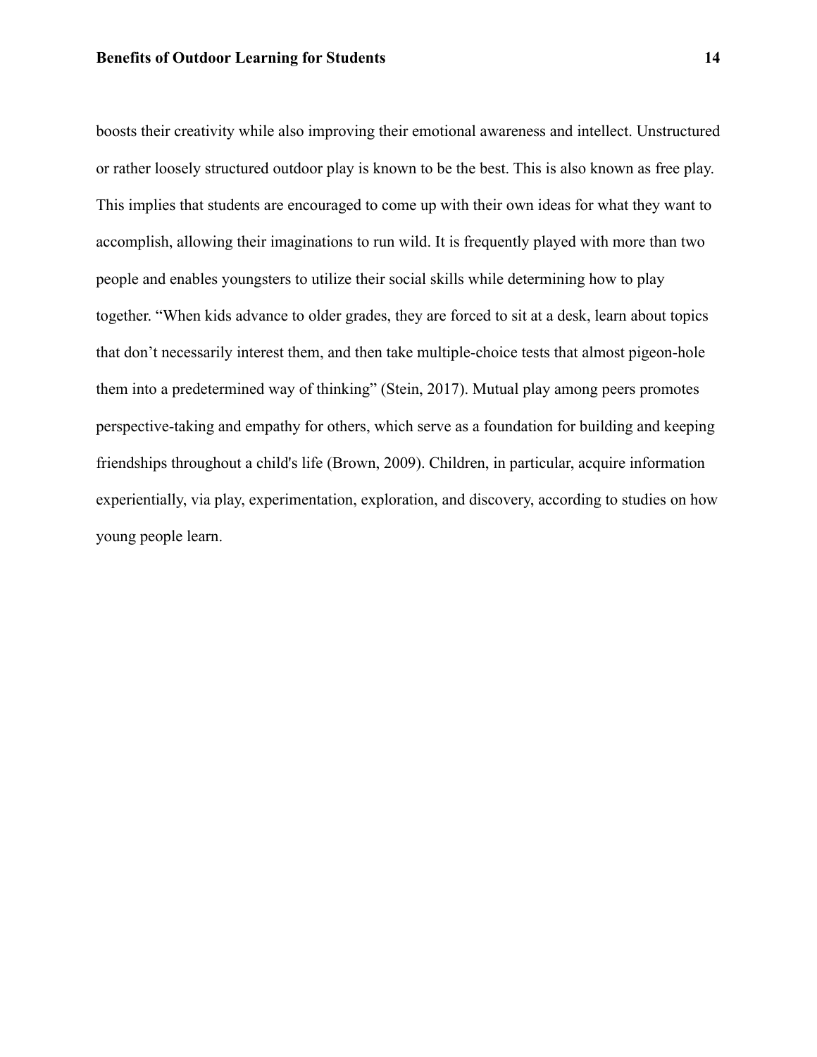boosts their creativity while also improving their emotional awareness and intellect. Unstructured or rather loosely structured outdoor play is known to be the best. This is also known as free play. This implies that students are encouraged to come up with their own ideas for what they want to accomplish, allowing their imaginations to run wild. It is frequently played with more than two people and enables youngsters to utilize their social skills while determining how to play together. “When kids advance to older grades, they are forced to sit at a desk, learn about topics that don’t necessarily interest them, and then take multiple-choice tests that almost pigeon-hole them into a predetermined way of thinking” (Stein, 2017). Mutual play among peers promotes perspective-taking and empathy for others, which serve as a foundation for building and keeping friendships throughout a child's life (Brown, 2009). Children, in particular, acquire information experientially, via play, experimentation, exploration, and discovery, according to studies on how young people learn.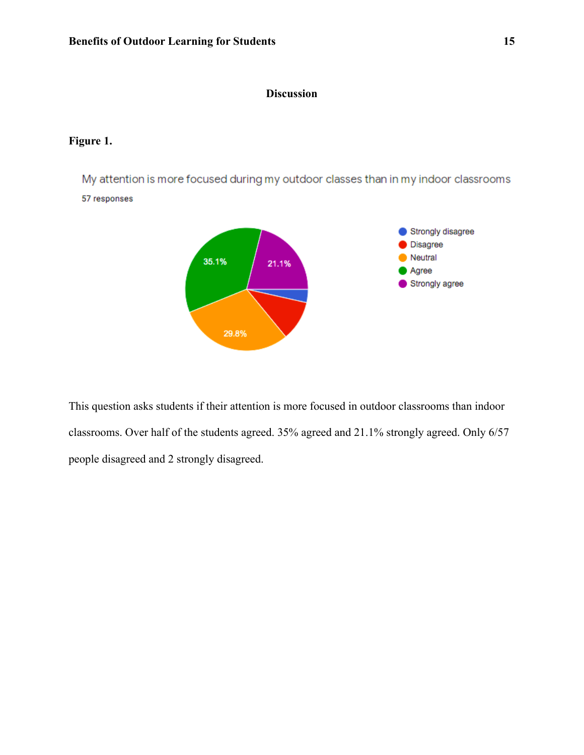## Discussion

**Figure 1.**

My attention is more focused during my outdoor classes than in my indoor classrooms

57 responses

- Strongly disagree
- Disagree
- Neutral: 29.8%
- Agree: 35.1%
- Strongly agree: 21.1%

This question asks students if their attention is more focused in outdoor classrooms than indoor classrooms. Over half of the students agreed. 35% agreed and 21.1% strongly agreed. Only 6/57 people disagreed and 2 strongly disagreed.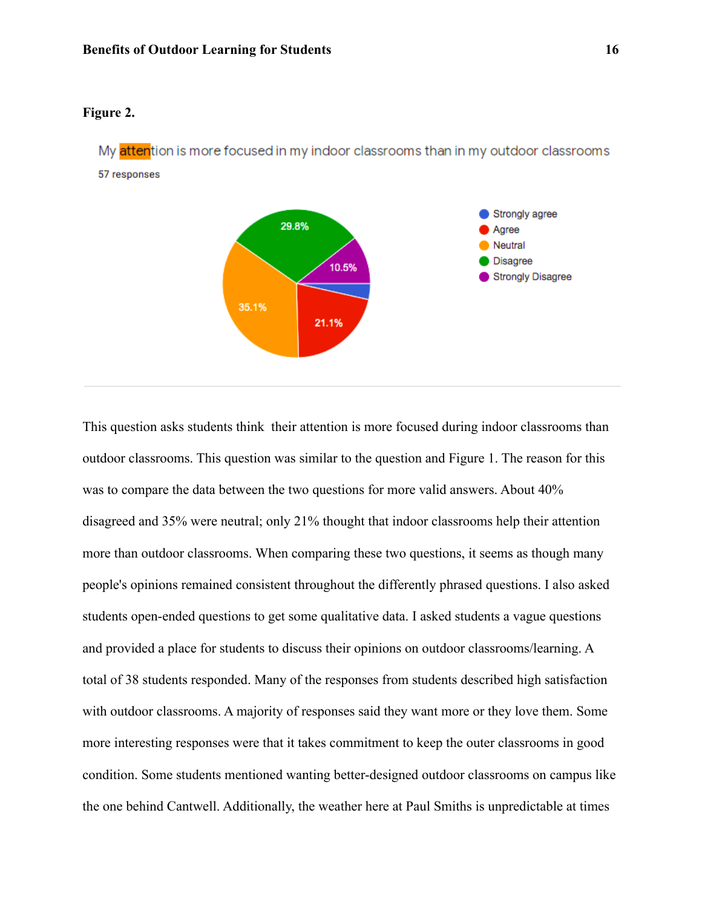**Figure 2.**

My attention is more focused in my indoor classrooms than in my outdoor classrooms

57 responses

- Strongly agree
- Agree: 21.1%
- Neutral: 35.1%
- Disagree: 29.8%
- Strongly Disagree: 10.5%

This question asks students think  their attention is more focused during indoor classrooms than outdoor classrooms. This question was similar to the question and Figure 1. The reason for this was to compare the data between the two questions for more valid answers. About 40% disagreed and 35% were neutral; only 21% thought that indoor classrooms help their attention more than outdoor classrooms. When comparing these two questions, it seems as though many people's opinions remained consistent throughout the differently phrased questions. I also asked students open-ended questions to get some qualitative data. I asked students a vague questions and provided a place for students to discuss their opinions on outdoor classrooms/learning. A total of 38 students responded. Many of the responses from students described high satisfaction with outdoor classrooms. A majority of responses said they want more or they love them. Some more interesting responses were that it takes commitment to keep the outer classrooms in good condition. Some students mentioned wanting better-designed outdoor classrooms on campus like the one behind Cantwell. Additionally, the weather here at Paul Smiths is unpredictable at times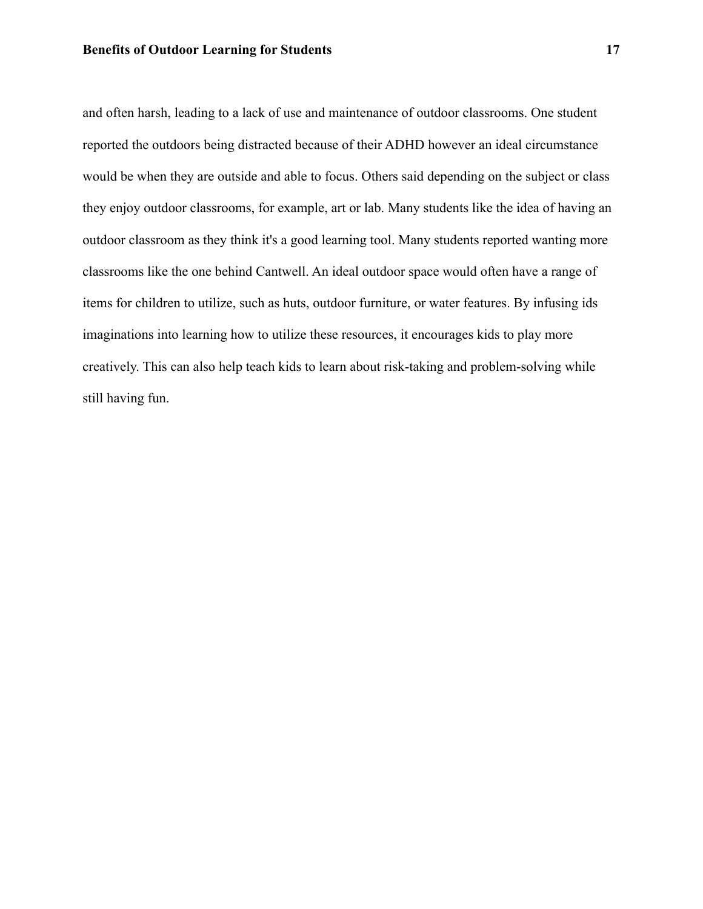and often harsh, leading to a lack of use and maintenance of outdoor classrooms. One student reported the outdoors being distracted because of their ADHD however an ideal circumstance would be when they are outside and able to focus. Others said depending on the subject or class they enjoy outdoor classrooms, for example, art or lab. Many students like the idea of having an outdoor classroom as they think it's a good learning tool. Many students reported wanting more classrooms like the one behind Cantwell. An ideal outdoor space would often have a range of items for children to utilize, such as huts, outdoor furniture, or water features. By infusing ids imaginations into learning how to utilize these resources, it encourages kids to play more creatively. This can also help teach kids to learn about risk-taking and problem-solving while still having fun.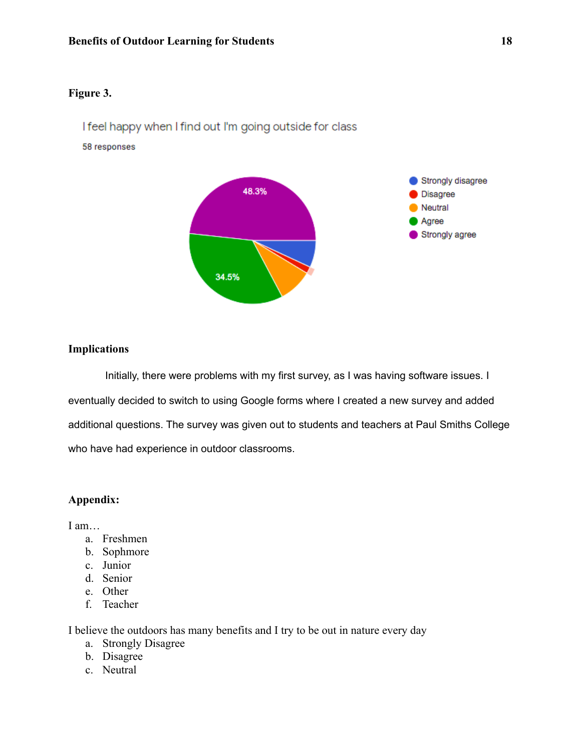**Figure 3.**

I feel happy when I find out I'm going outside for class

58 responses

- Strongly disagree
- Disagree
- Neutral
- Agree
- Strongly agree

48.3%

34.5%

### Implications

Initially, there were problems with my first survey, as I was having software issues. I eventually decided to switch to using Google forms where I created a new survey and added additional questions. The survey was given out to students and teachers at Paul Smiths College who have had experience in outdoor classrooms.

### Appendix:

I am…

a. Freshmen
b. Sophmore
c. Junior
d. Senior
e. Other
f. Teacher

I believe the outdoors has many benefits and I try to be out in nature every day

a. Strongly Disagree
b. Disagree
c. Neutral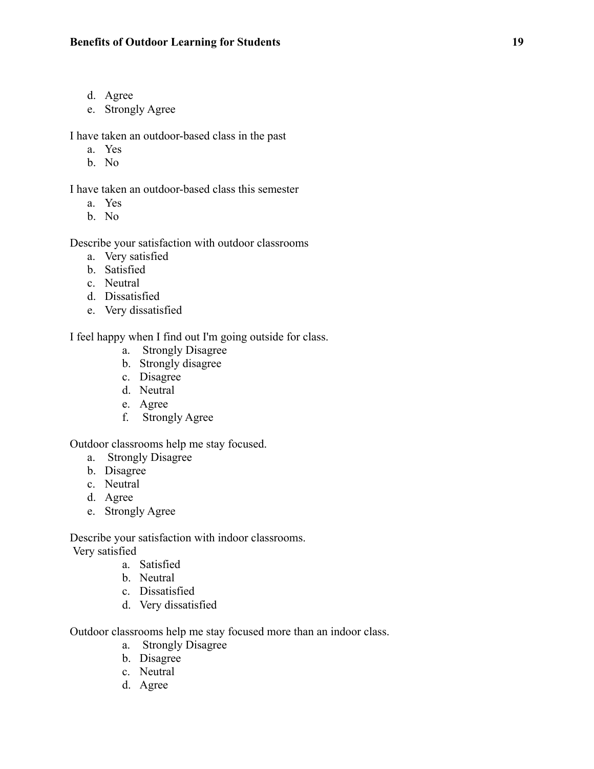d. Agree
e. Strongly Agree

I have taken an outdoor-based class in the past

a. Yes
b. No

I have taken an outdoor-based class this semester

a. Yes
b. No

Describe your satisfaction with outdoor classrooms

a. Very satisfied
b. Satisfied
c. Neutral
d. Dissatisfied
e. Very dissatisfied

I feel happy when I find out I'm going outside for class.

a. Strongly Disagree
b. Strongly disagree
c. Disagree
d. Neutral
e. Agree
f. Strongly Agree

Outdoor classrooms help me stay focused.

a. Strongly Disagree
b. Disagree
c. Neutral
d. Agree
e. Strongly Agree

Describe your satisfaction with indoor classrooms.
Very satisfied

a. Satisfied
b. Neutral
c. Dissatisfied
d. Very dissatisfied

Outdoor classrooms help me stay focused more than an indoor class.

a. Strongly Disagree
b. Disagree
c. Neutral
d. Agree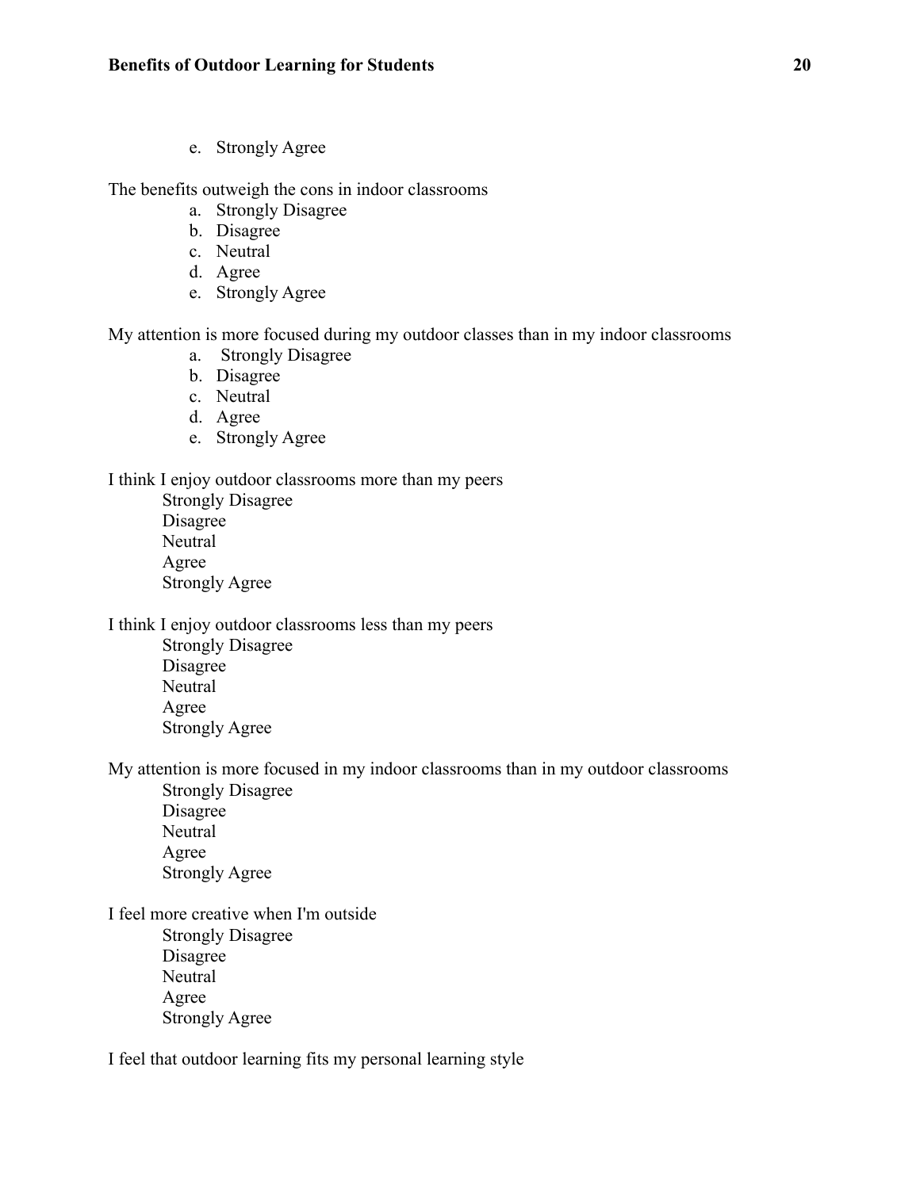e. Strongly Agree

The benefits outweigh the cons in indoor classrooms

a. Strongly Disagree
b. Disagree
c. Neutral
d. Agree
e. Strongly Agree

My attention is more focused during my outdoor classes than in my indoor classrooms

a. Strongly Disagree
b. Disagree
c. Neutral
d. Agree
e. Strongly Agree

I think I enjoy outdoor classrooms more than my peers

Strongly Disagree
Disagree
Neutral
Agree
Strongly Agree

I think I enjoy outdoor classrooms less than my peers

Strongly Disagree
Disagree
Neutral
Agree
Strongly Agree

My attention is more focused in my indoor classrooms than in my outdoor classrooms

Strongly Disagree
Disagree
Neutral
Agree
Strongly Agree

I feel more creative when I'm outside

Strongly Disagree
Disagree
Neutral
Agree
Strongly Agree

I feel that outdoor learning fits my personal learning style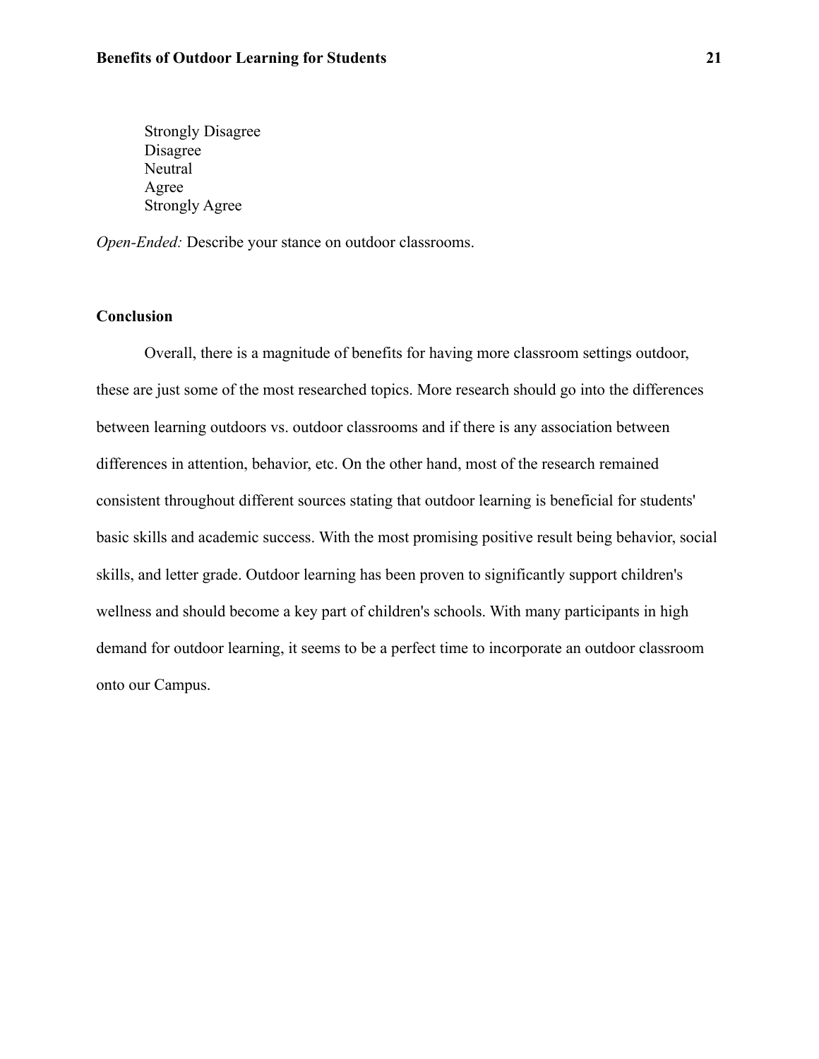Strongly Disagree
Disagree
Neutral
Agree
Strongly Agree

*Open-Ended:* Describe your stance on outdoor classrooms.

## Conclusion

Overall, there is a magnitude of benefits for having more classroom settings outdoor, these are just some of the most researched topics. More research should go into the differences between learning outdoors vs. outdoor classrooms and if there is any association between differences in attention, behavior, etc. On the other hand, most of the research remained consistent throughout different sources stating that outdoor learning is beneficial for students' basic skills and academic success. With the most promising positive result being behavior, social skills, and letter grade. Outdoor learning has been proven to significantly support children's wellness and should become a key part of children's schools. With many participants in high demand for outdoor learning, it seems to be a perfect time to incorporate an outdoor classroom onto our Campus.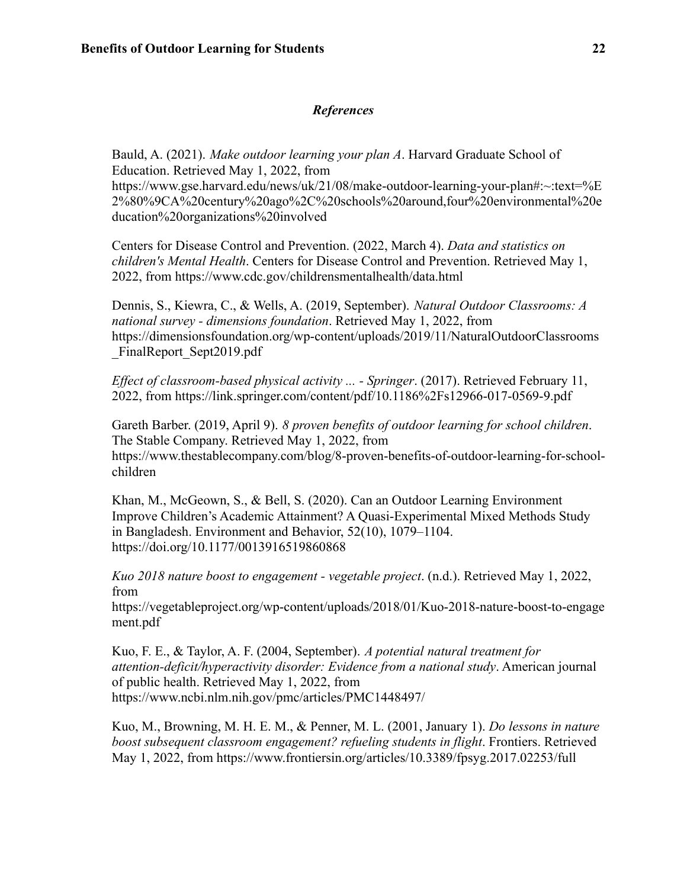## *References*

Bauld, A. (2021). *Make outdoor learning your plan A*. Harvard Graduate School of Education. Retrieved May 1, 2022, from https://www.gse.harvard.edu/news/uk/21/08/make-outdoor-learning-your-plan#:~:text=%E2%80%9CA%20century%20ago%2C%20schools%20around,four%20environmental%20education%20organizations%20involved

Centers for Disease Control and Prevention. (2022, March 4). *Data and statistics on children's Mental Health*. Centers for Disease Control and Prevention. Retrieved May 1, 2022, from https://www.cdc.gov/childrensmentalhealth/data.html

Dennis, S., Kiewra, C., & Wells, A. (2019, September). *Natural Outdoor Classrooms: A national survey - dimensions foundation*. Retrieved May 1, 2022, from https://dimensionsfoundation.org/wp-content/uploads/2019/11/NaturalOutdoorClassrooms_FinalReport_Sept2019.pdf

*Effect of classroom-based physical activity ... - Springer*. (2017). Retrieved February 11, 2022, from https://link.springer.com/content/pdf/10.1186%2Fs12966-017-0569-9.pdf

Gareth Barber. (2019, April 9). *8 proven benefits of outdoor learning for school children*. The Stable Company. Retrieved May 1, 2022, from https://www.thestablecompany.com/blog/8-proven-benefits-of-outdoor-learning-for-school-children

Khan, M., McGeown, S., & Bell, S. (2020). Can an Outdoor Learning Environment Improve Children's Academic Attainment? A Quasi-Experimental Mixed Methods Study in Bangladesh. Environment and Behavior, 52(10), 1079–1104. https://doi.org/10.1177/0013916519860868

*Kuo 2018 nature boost to engagement - vegetable project*. (n.d.). Retrieved May 1, 2022, from https://vegetableproject.org/wp-content/uploads/2018/01/Kuo-2018-nature-boost-to-engagement.pdf

Kuo, F. E., & Taylor, A. F. (2004, September). *A potential natural treatment for attention-deficit/hyperactivity disorder: Evidence from a national study*. American journal of public health. Retrieved May 1, 2022, from https://www.ncbi.nlm.nih.gov/pmc/articles/PMC1448497/

Kuo, M., Browning, M. H. E. M., & Penner, M. L. (2001, January 1). *Do lessons in nature boost subsequent classroom engagement? refueling students in flight*. Frontiers. Retrieved May 1, 2022, from https://www.frontiersin.org/articles/10.3389/fpsyg.2017.02253/full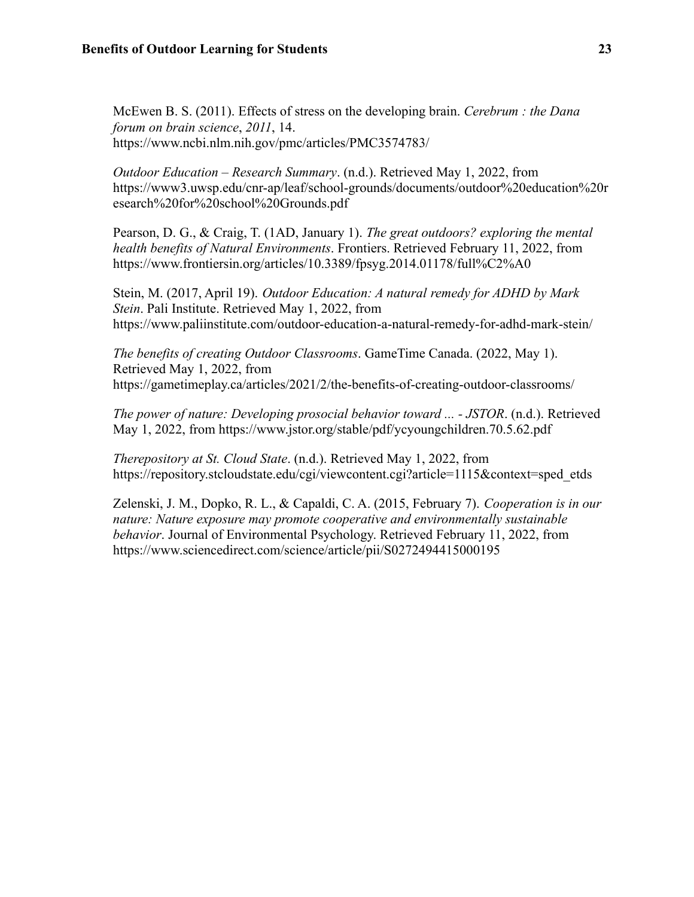McEwen B. S. (2011). Effects of stress on the developing brain. *Cerebrum : the Dana forum on brain science*, *2011*, 14. https://www.ncbi.nlm.nih.gov/pmc/articles/PMC3574783/

*Outdoor Education – Research Summary*. (n.d.). Retrieved May 1, 2022, from https://www3.uwsp.edu/cnr-ap/leaf/school-grounds/documents/outdoor%20education%20research%20for%20school%20Grounds.pdf

Pearson, D. G., & Craig, T. (1AD, January 1). *The great outdoors? exploring the mental health benefits of Natural Environments*. Frontiers. Retrieved February 11, 2022, from https://www.frontiersin.org/articles/10.3389/fpsyg.2014.01178/full%C2%A0

Stein, M. (2017, April 19). *Outdoor Education: A natural remedy for ADHD by Mark Stein*. Pali Institute. Retrieved May 1, 2022, from https://www.paliinstitute.com/outdoor-education-a-natural-remedy-for-adhd-mark-stein/

*The benefits of creating Outdoor Classrooms*. GameTime Canada. (2022, May 1). Retrieved May 1, 2022, from https://gametimeplay.ca/articles/2021/2/the-benefits-of-creating-outdoor-classrooms/

*The power of nature: Developing prosocial behavior toward ... - JSTOR*. (n.d.). Retrieved May 1, 2022, from https://www.jstor.org/stable/pdf/ycyoungchildren.70.5.62.pdf

*Therepository at St. Cloud State*. (n.d.). Retrieved May 1, 2022, from https://repository.stcloudstate.edu/cgi/viewcontent.cgi?article=1115&context=sped_etds

Zelenski, J. M., Dopko, R. L., & Capaldi, C. A. (2015, February 7). *Cooperation is in our nature: Nature exposure may promote cooperative and environmentally sustainable behavior*. Journal of Environmental Psychology. Retrieved February 11, 2022, from https://www.sciencedirect.com/science/article/pii/S0272494415000195